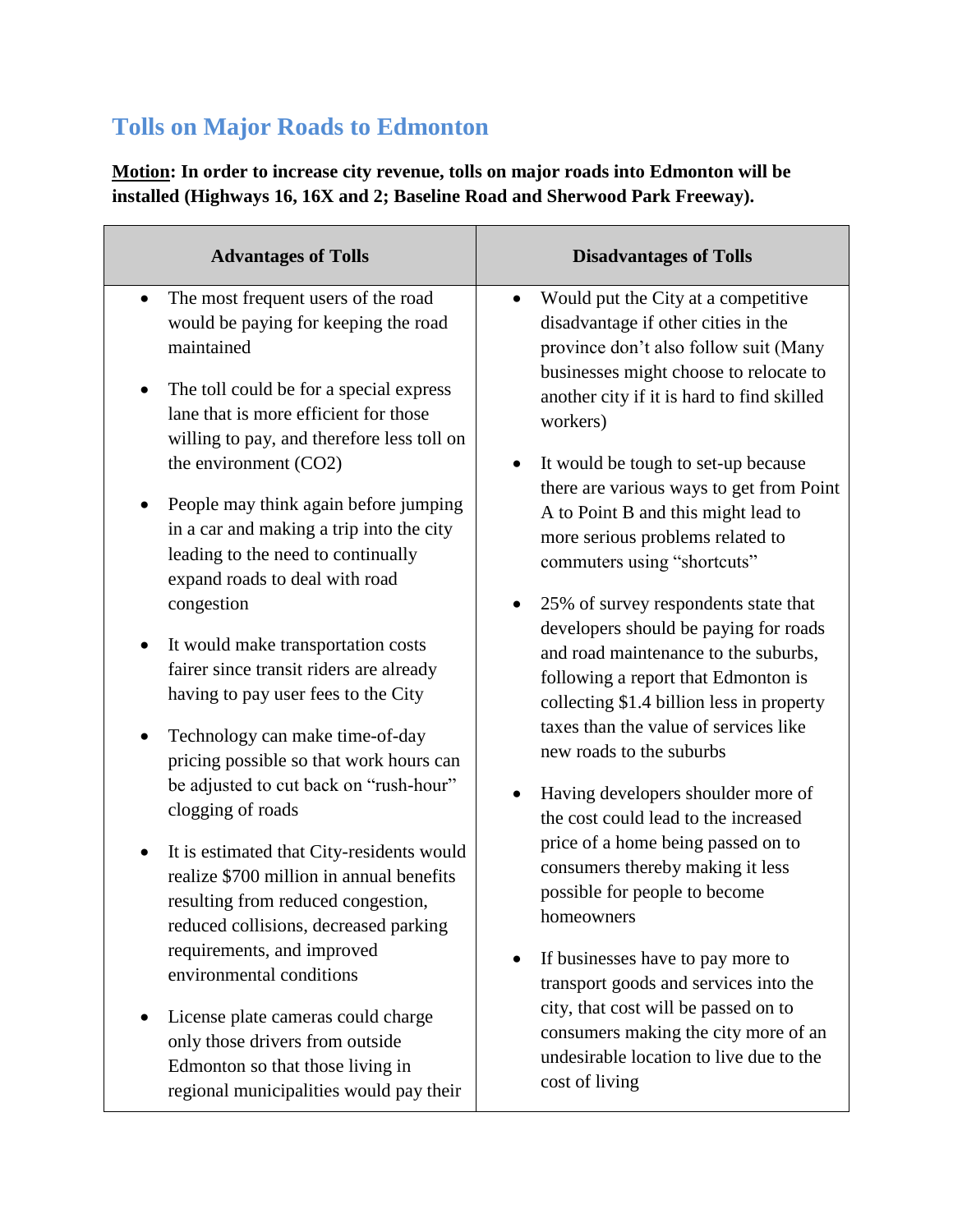## Tolls on Major Roads to Edmonton

**<u>Motion</u>: In order to increase city revenue, tolls on major roads into Edmonton will be installed (Highways 16, 16X and 2; Baseline Road and Sherwood Park Freeway).**

| Advantages of Tolls | Disadvantages of Tolls |
| --- | --- |
| • The most frequent users of the road would be paying for keeping the road maintained<br><br>• The toll could be for a special express lane that is more efficient for those willing to pay, and therefore less toll on the environment ($CO_2$)<br><br>• People may think again before jumping in a car and making a trip into the city leading to the need to continually expand roads to deal with road congestion<br><br>• It would make transportation costs fairer since transit riders are already having to pay user fees to the City<br><br>• Technology can make time-of-day pricing possible so that work hours can be adjusted to cut back on "rush-hour" clogging of roads<br><br>• It is estimated that City-residents would realize $700 million in annual benefits resulting from reduced congestion, reduced collisions, decreased parking requirements, and improved environmental conditions<br><br>• License plate cameras could charge only those drivers from outside Edmonton so that those living in regional municipalities would pay their | • Would put the City at a competitive disadvantage if other cities in the province don't also follow suit (Many businesses might choose to relocate to another city if it is hard to find skilled workers)<br><br>• It would be tough to set-up because there are various ways to get from Point A to Point B and this might lead to more serious problems related to commuters using "shortcuts"<br><br>• 25% of survey respondents state that developers should be paying for roads and road maintenance to the suburbs, following a report that Edmonton is collecting $1.4 billion less in property taxes than the value of services like new roads to the suburbs<br><br>• Having developers shoulder more of the cost could lead to the increased price of a home being passed on to consumers thereby making it less possible for people to become homeowners<br><br>• If businesses have to pay more to transport goods and services into the city, that cost will be passed on to consumers making the city more of an undesirable location to live due to the cost of living |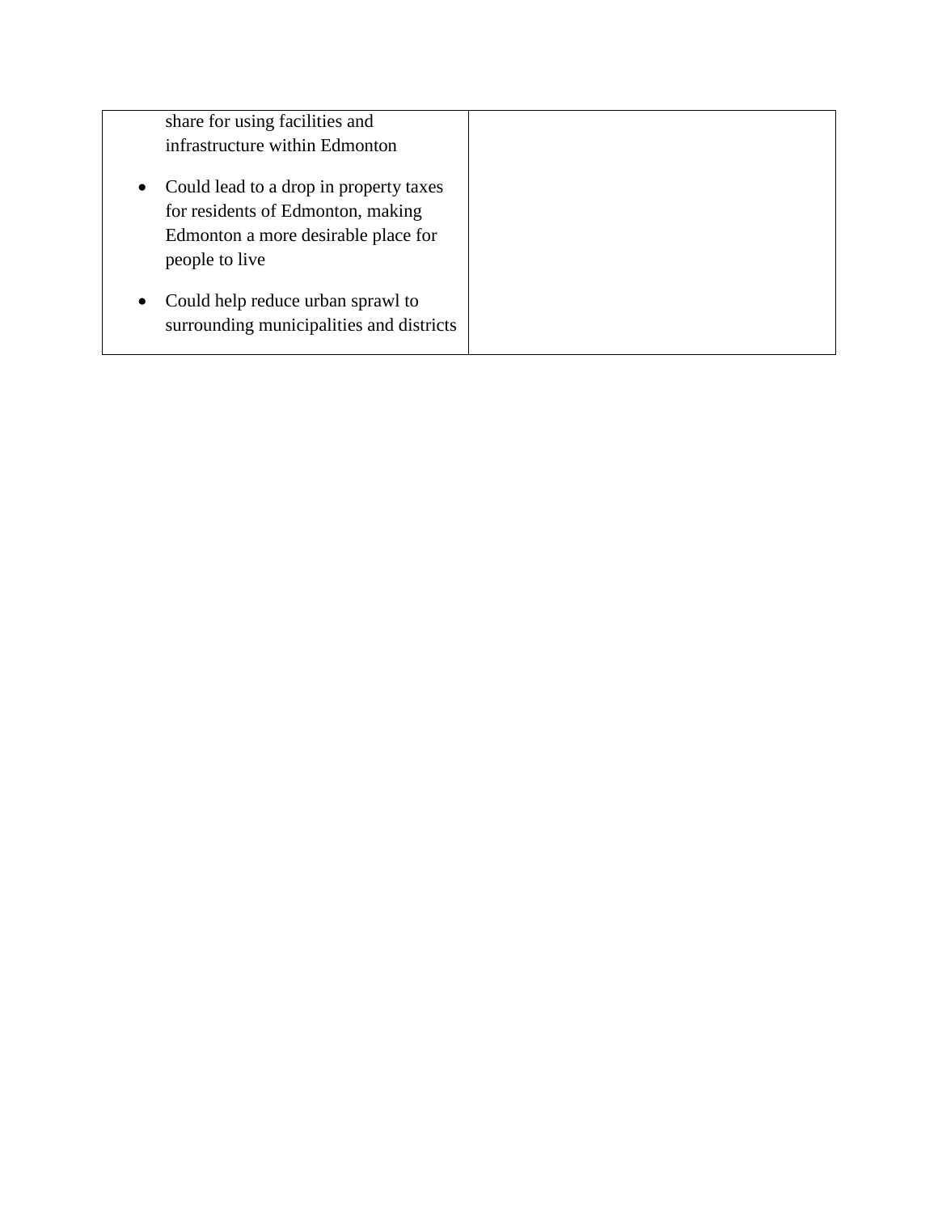| | |
|---|---|
| share for using facilities and infrastructure within Edmonton<br>• Could lead to a drop in property taxes for residents of Edmonton, making Edmonton a more desirable place for people to live<br>• Could help reduce urban sprawl to surrounding municipalities and districts | |